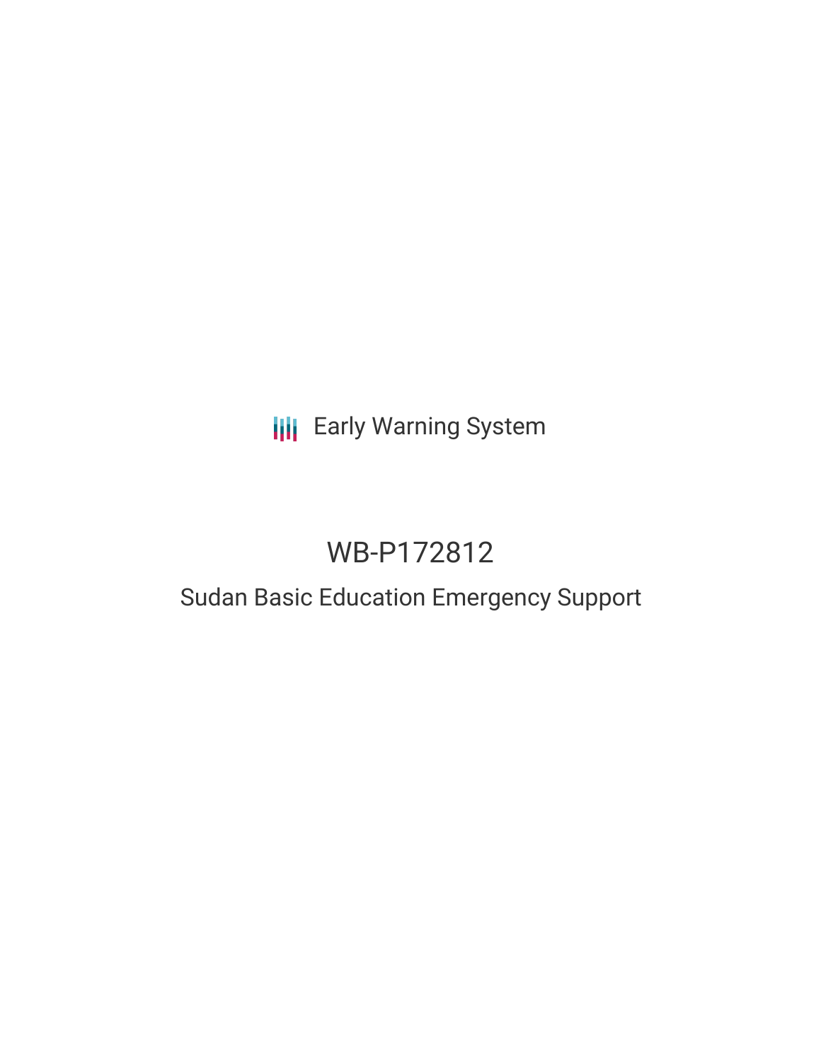Early Warning System

# WB-P172812

## Sudan Basic Education Emergency Support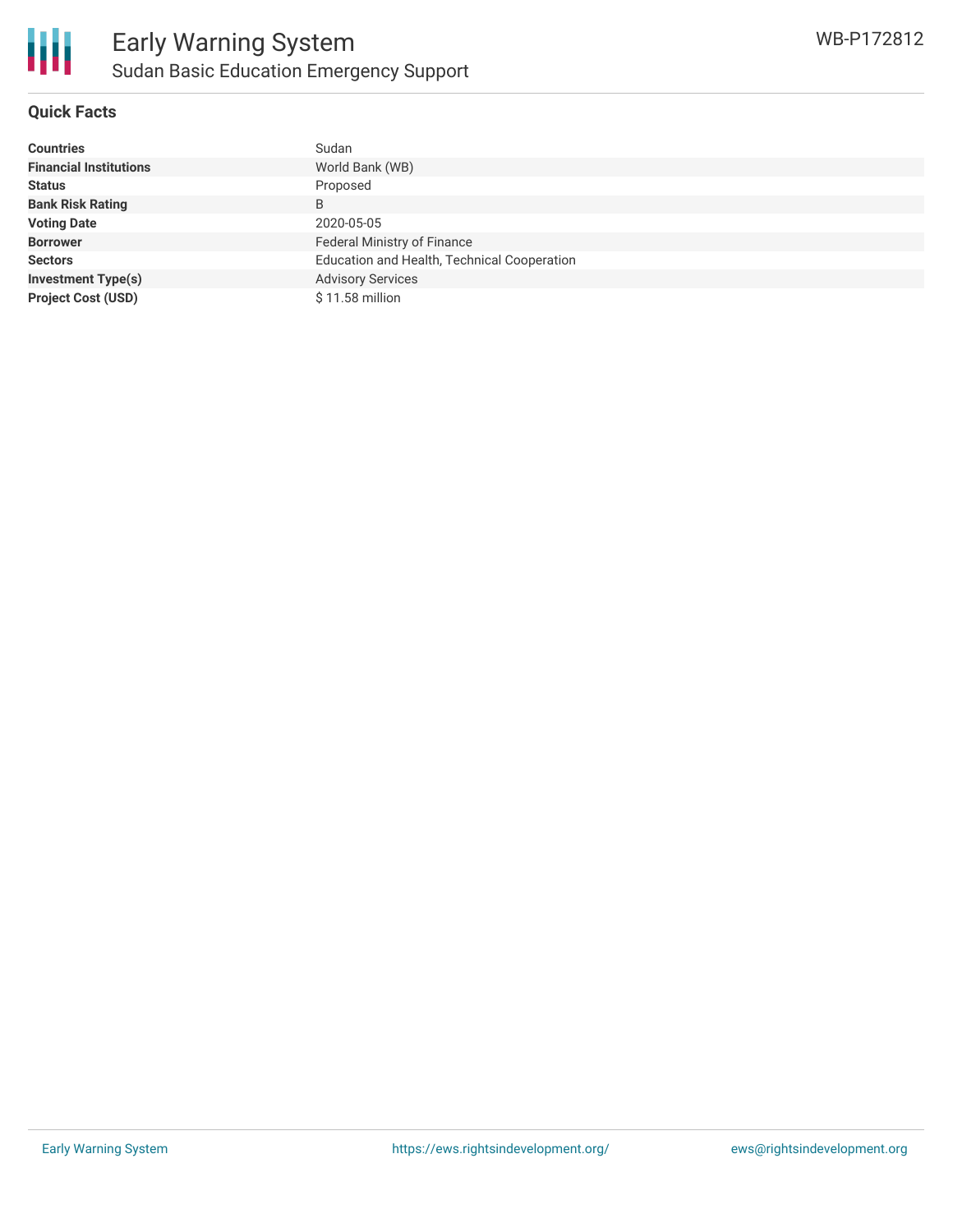# Early Warning System

## Sudan Basic Education Emergency Support

WB-P172812

### Quick Facts

| | |
|---|---|
| **Countries** | Sudan |
| **Financial Institutions** | World Bank (WB) |
| **Status** | Proposed |
| **Bank Risk Rating** | B |
| **Voting Date** | 2020-05-05 |
| **Borrower** | Federal Ministry of Finance |
| **Sectors** | Education and Health, Technical Cooperation |
| **Investment Type(s)** | Advisory Services |
| **Project Cost (USD)** | $ 11.58 million |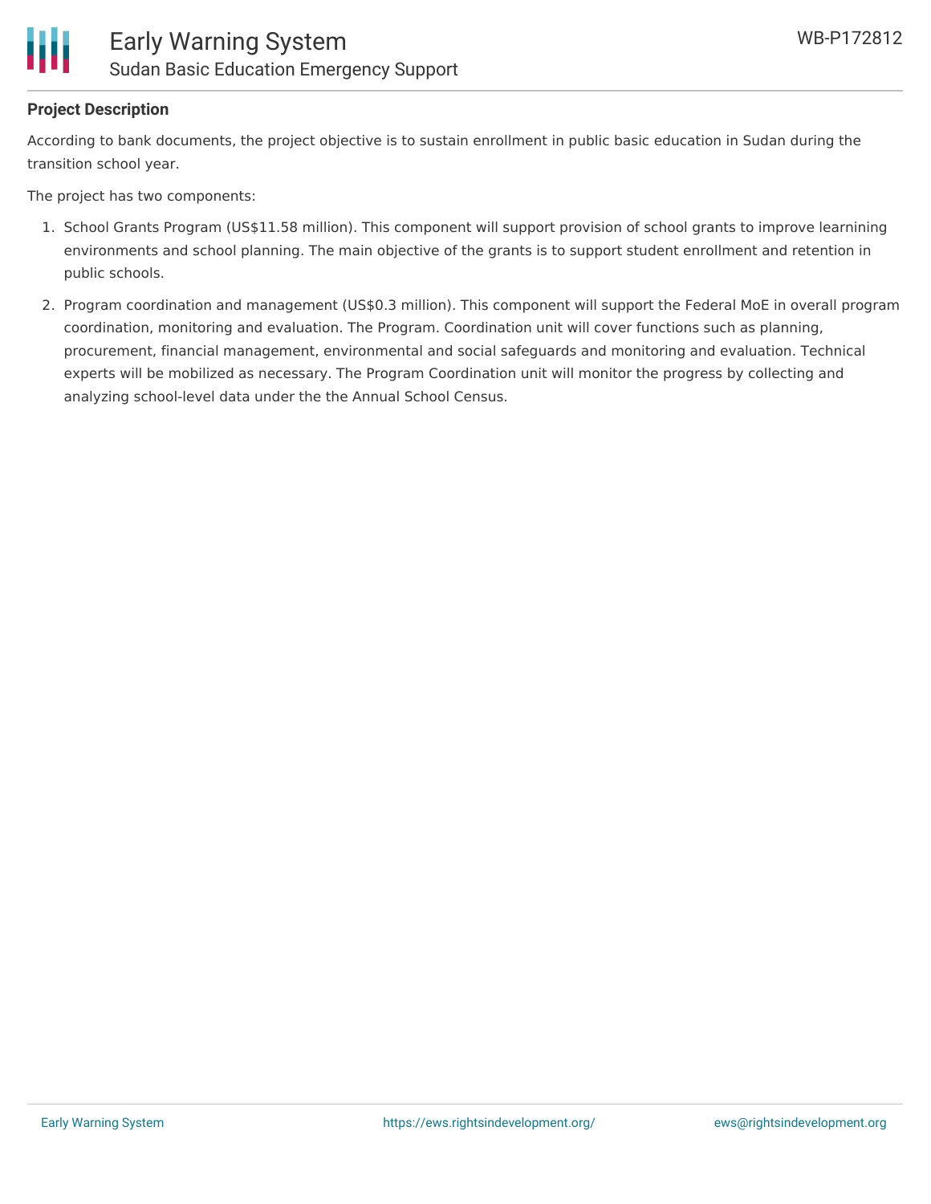**Project Description**

According to bank documents, the project objective is to sustain enrollment in public basic education in Sudan during the transition school year.

The project has two components:

1. School Grants Program (US$11.58 million). This component will support provision of school grants to improve learninining environments and school planning. The main objective of the grants is to support student enrollment and retention in public schools.
2. Program coordination and management (US$0.3 million). This component will support the Federal MoE in overall program coordination, monitoring and evaluation. The Program. Coordination unit will cover functions such as planning, procurement, financial management, environmental and social safeguards and monitoring and evaluation. Technical experts will be mobilized as necessary. The Program Coordination unit will monitor the progress by collecting and analyzing school-level data under the the Annual School Census.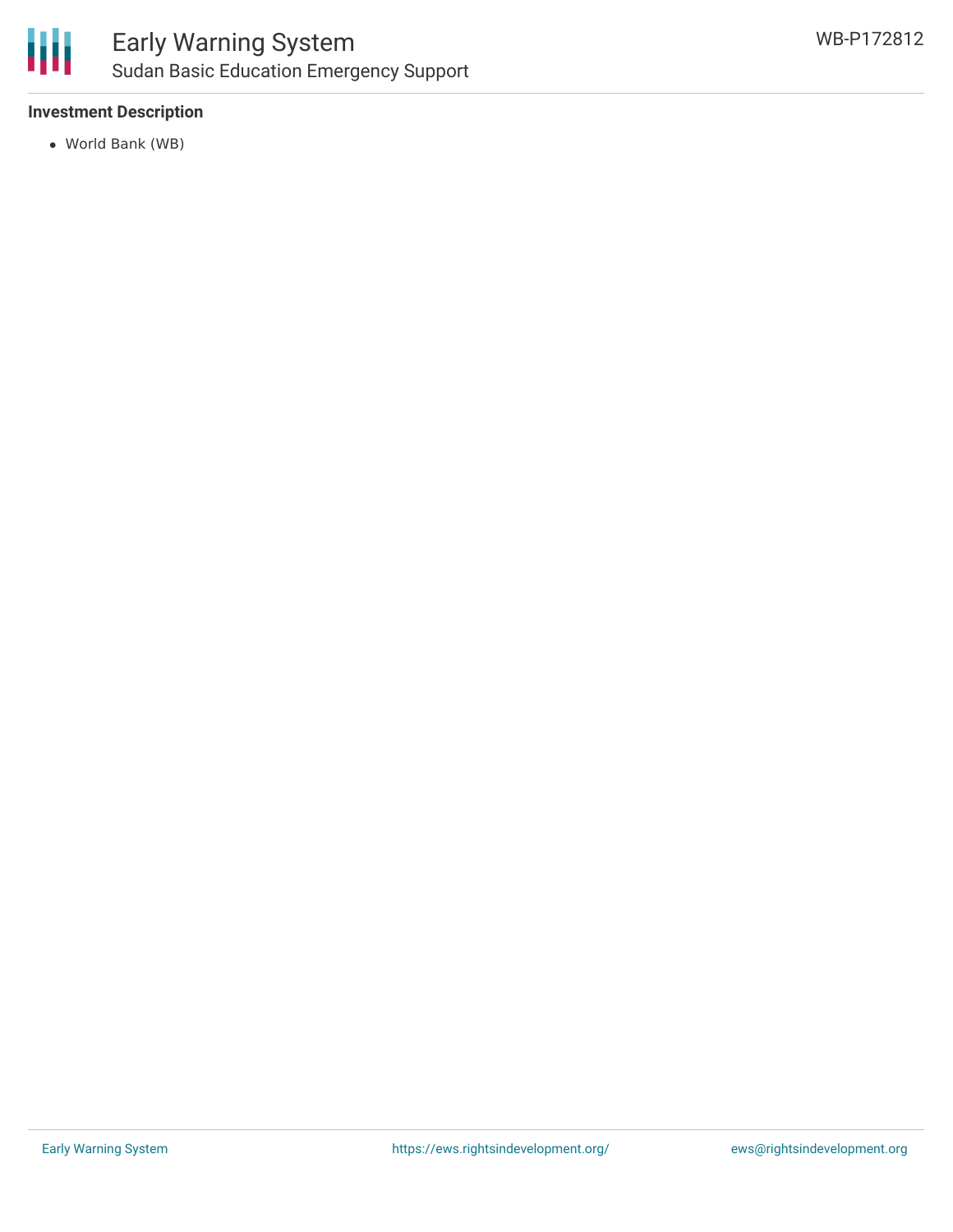### Investment Description

- World Bank (WB)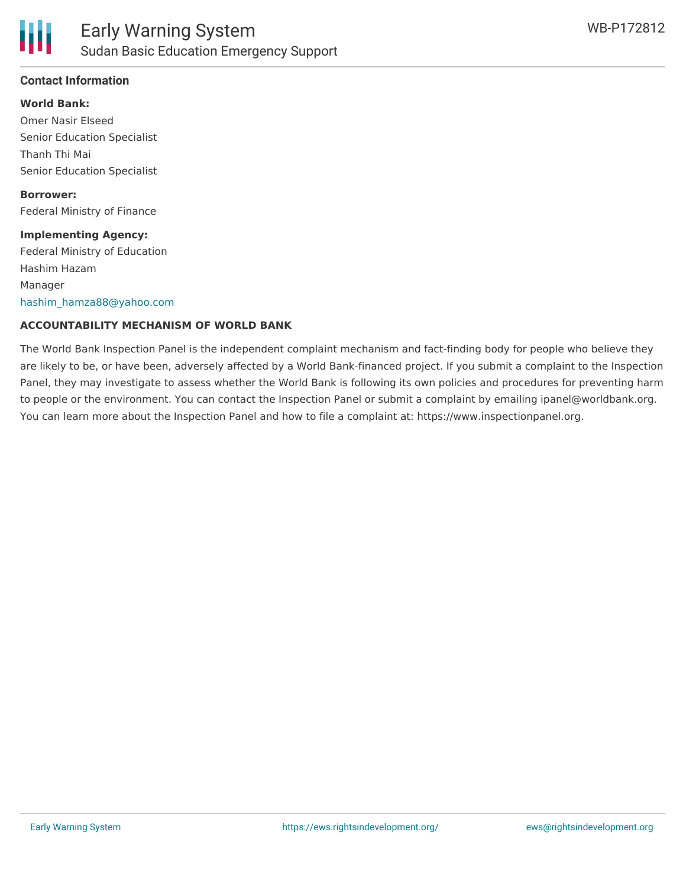## Contact Information

**World Bank:**

Omer Nasir Elseed
Senior Education Specialist
Thanh Thi Mai
Senior Education Specialist

**Borrower:**

Federal Ministry of Finance

**Implementing Agency:**

Federal Ministry of Education
Hashim Hazam
Manager
hashim_hamza88@yahoo.com

**ACCOUNTABILITY MECHANISM OF WORLD BANK**

The World Bank Inspection Panel is the independent complaint mechanism and fact-finding body for people who believe they are likely to be, or have been, adversely affected by a World Bank-financed project. If you submit a complaint to the Inspection Panel, they may investigate to assess whether the World Bank is following its own policies and procedures for preventing harm to people or the environment. You can contact the Inspection Panel or submit a complaint by emailing ipanel@worldbank.org. You can learn more about the Inspection Panel and how to file a complaint at: https://www.inspectionpanel.org.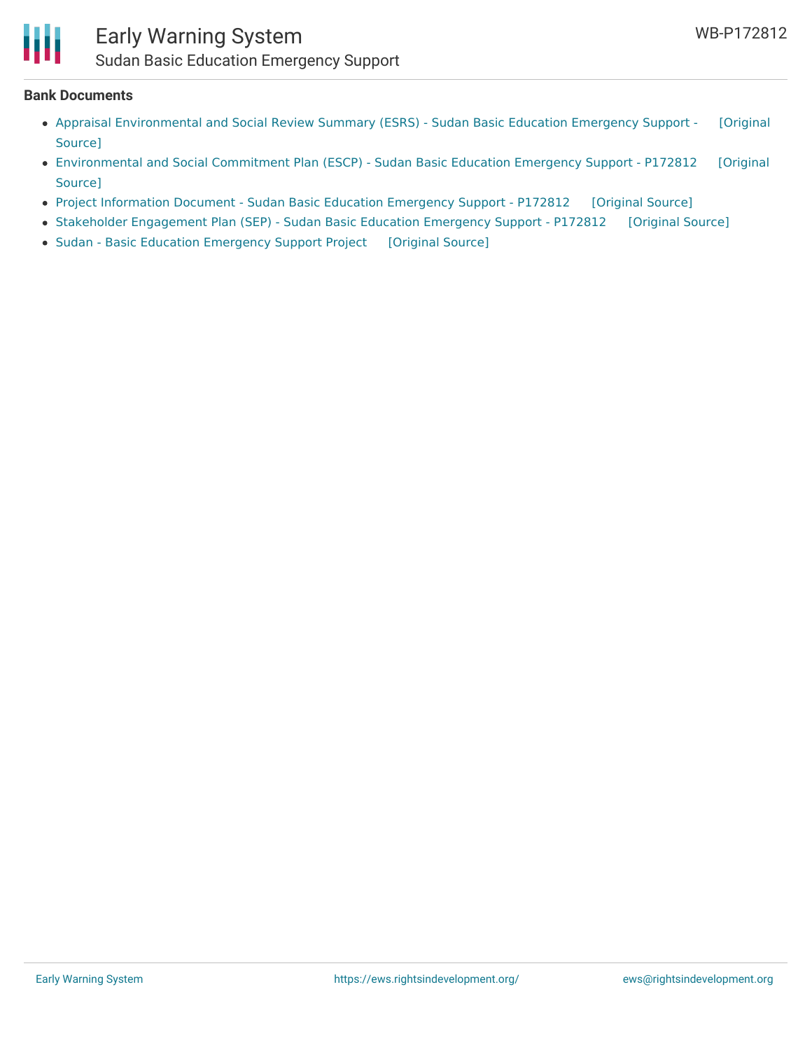**Bank Documents**

- Appraisal Environmental and Social Review Summary (ESRS) - Sudan Basic Education Emergency Support - [Original Source]
- Environmental and Social Commitment Plan (ESCP) - Sudan Basic Education Emergency Support - P172812 [Original Source]
- Project Information Document - Sudan Basic Education Emergency Support - P172812 [Original Source]
- Stakeholder Engagement Plan (SEP) - Sudan Basic Education Emergency Support - P172812 [Original Source]
- Sudan - Basic Education Emergency Support Project [Original Source]